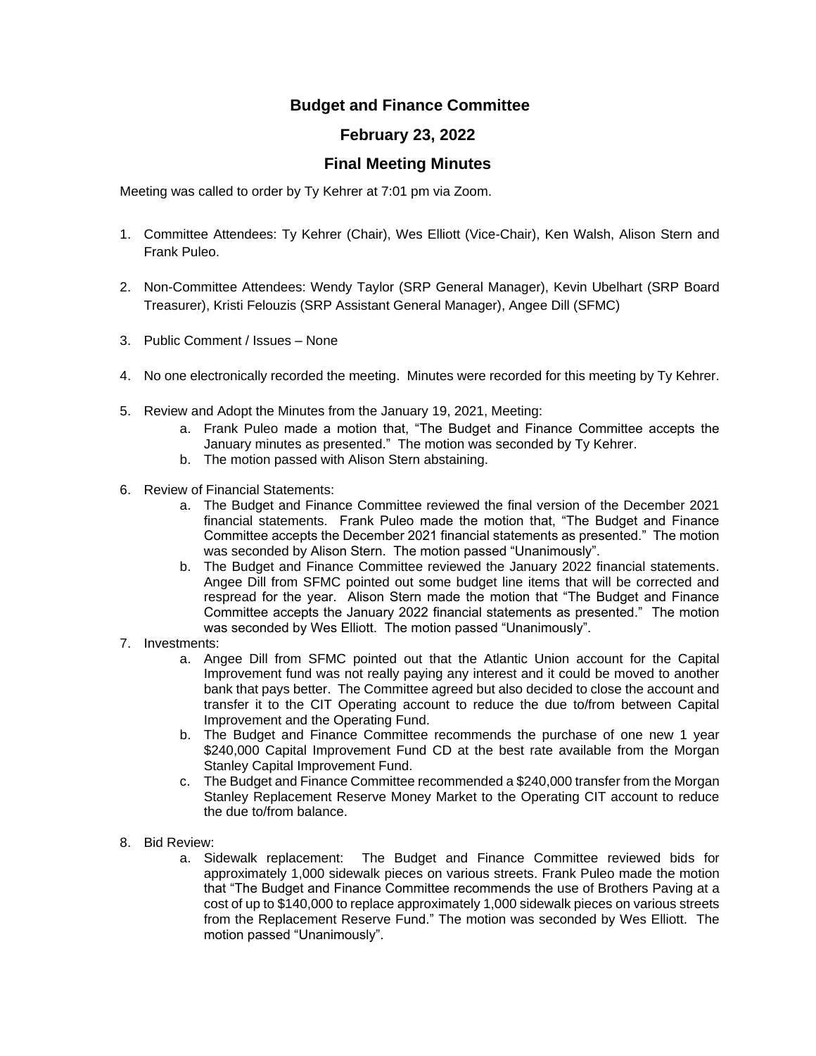# Budget and Finance Committee

## February 23, 2022

## Final Meeting Minutes

Meeting was called to order by Ty Kehrer at 7:01 pm via Zoom.

1. Committee Attendees: Ty Kehrer (Chair), Wes Elliott (Vice-Chair), Ken Walsh, Alison Stern and Frank Puleo.

2. Non-Committee Attendees: Wendy Taylor (SRP General Manager), Kevin Ubelhart (SRP Board Treasurer), Kristi Felouzis (SRP Assistant General Manager), Angee Dill (SFMC)

3. Public Comment / Issues – None

4. No one electronically recorded the meeting. Minutes were recorded for this meeting by Ty Kehrer.

5. Review and Adopt the Minutes from the January 19, 2021, Meeting:
   a. Frank Puleo made a motion that, "The Budget and Finance Committee accepts the January minutes as presented." The motion was seconded by Ty Kehrer.
   b. The motion passed with Alison Stern abstaining.

6. Review of Financial Statements:
   a. The Budget and Finance Committee reviewed the final version of the December 2021 financial statements. Frank Puleo made the motion that, "The Budget and Finance Committee accepts the December 2021 financial statements as presented." The motion was seconded by Alison Stern. The motion passed "Unanimously".
   b. The Budget and Finance Committee reviewed the January 2022 financial statements. Angee Dill from SFMC pointed out some budget line items that will be corrected and respread for the year. Alison Stern made the motion that "The Budget and Finance Committee accepts the January 2022 financial statements as presented." The motion was seconded by Wes Elliott. The motion passed "Unanimously".

7. Investments:
   a. Angee Dill from SFMC pointed out that the Atlantic Union account for the Capital Improvement fund was not really paying any interest and it could be moved to another bank that pays better. The Committee agreed but also decided to close the account and transfer it to the CIT Operating account to reduce the due to/from between Capital Improvement and the Operating Fund.
   b. The Budget and Finance Committee recommends the purchase of one new 1 year $240,000 Capital Improvement Fund CD at the best rate available from the Morgan Stanley Capital Improvement Fund.
   c. The Budget and Finance Committee recommended a $240,000 transfer from the Morgan Stanley Replacement Reserve Money Market to the Operating CIT account to reduce the due to/from balance.

8. Bid Review:
   a. Sidewalk replacement: The Budget and Finance Committee reviewed bids for approximately 1,000 sidewalk pieces on various streets. Frank Puleo made the motion that "The Budget and Finance Committee recommends the use of Brothers Paving at a cost of up to $140,000 to replace approximately 1,000 sidewalk pieces on various streets from the Replacement Reserve Fund." The motion was seconded by Wes Elliott. The motion passed "Unanimously".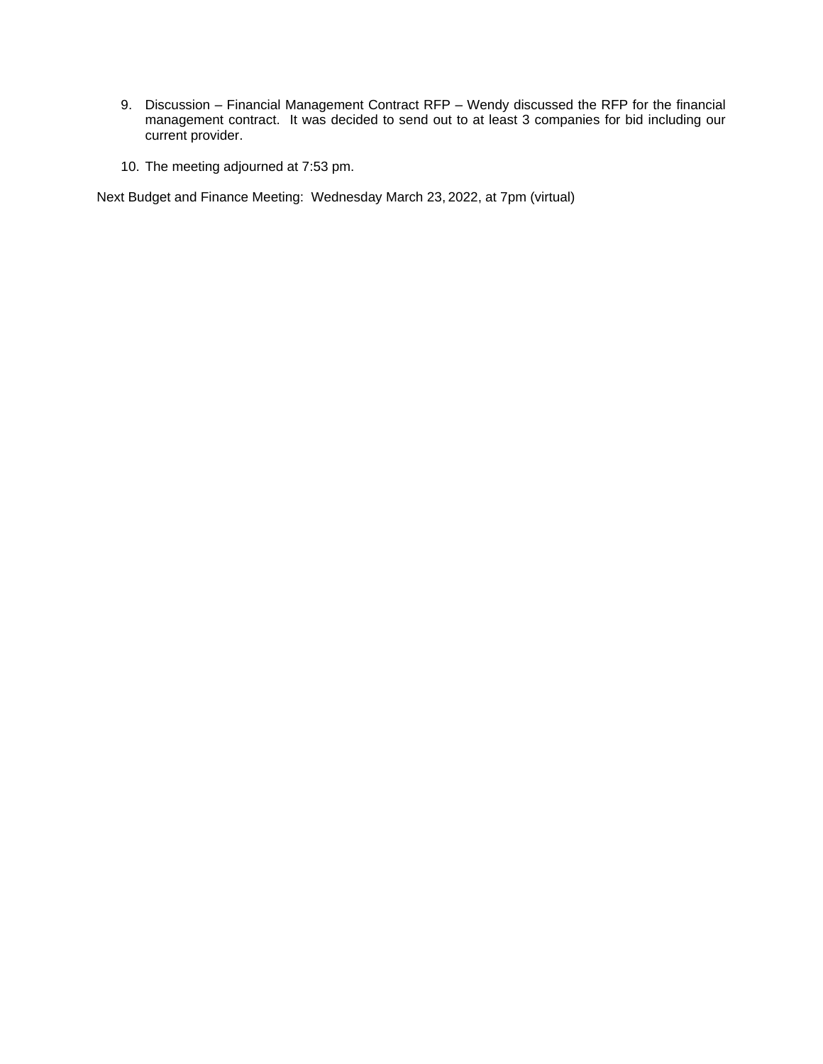9. Discussion – Financial Management Contract RFP – Wendy discussed the RFP for the financial management contract. It was decided to send out to at least 3 companies for bid including our current provider.

10. The meeting adjourned at 7:53 pm.

Next Budget and Finance Meeting: Wednesday March 23, 2022, at 7pm (virtual)